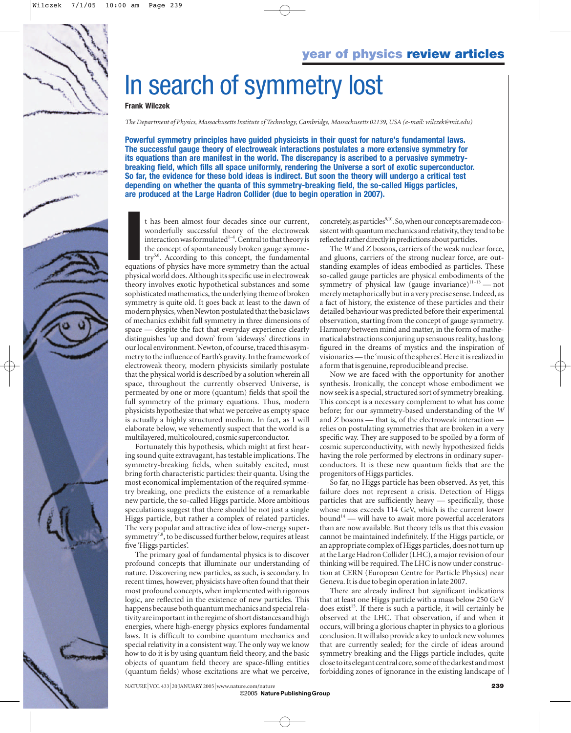year of physics review articles

# In search of symmetry lost

**Frank Wilczek**

*The Department of Physics, Massachusetts Institute of Technology, Cambridge, Massachusetts 02139, USA (e-mail: wilczek@mit.edu)*

**Powerful symmetry principles have guided physicists in their quest for nature's fundamental laws. The successful gauge theory of electroweak interactions postulates a more extensive symmetry for its equations than are manifest in the world. The discrepancy is ascribed to a pervasive symmetry-breaking field, which fills all space uniformly, rendering the Universe a sort of exotic superconductor. So far, the evidence for these bold ideas is indirect. But soon the theory will undergo a critical test depending on whether the quanta of this symmetry-breaking field, the so-called Higgs particles, are produced at the Large Hadron Collider (due to begin operation in 2007).**

It has been almost four decades since our current, wonderfully successful theory of the electroweak interaction was formulated[1–4]. Central to that theory is the concept of spontaneously broken gauge symmetry[5,6]. According to this concept, the fundamental equations of physics have more symmetry than the actual physical world does. Although its specific use in electroweak theory involves exotic hypothetical substances and some sophisticated mathematics, the underlying theme of broken symmetry is quite old. It goes back at least to the dawn of modern physics, when Newton postulated that the basic laws of mechanics exhibit full symmetry in three dimensions of space — despite the fact that everyday experience clearly distinguishes 'up and down' from 'sideways' directions in our local environment. Newton, of course, traced this asymmetry to the influence of Earth's gravity. In the framework of electroweak theory, modern physicists similarly postulate that the physical world is described by a solution wherein all space, throughout the currently observed Universe, is permeated by one or more (quantum) fields that spoil the full symmetry of the primary equations. Thus, modern physicists hypothesize that what we perceive as empty space is actually a highly structured medium. In fact, as I will elaborate below, we vehemently suspect that the world is a multilayered, multicoloured, cosmic superconductor.

Fortunately this hypothesis, which might at first hearing sound quite extravagant, has testable implications. The symmetry-breaking fields, when suitably excited, must bring forth characteristic particles: their quanta. Using the most economical implementation of the required symmetry breaking, one predicts the existence of a remarkable new particle, the so-called Higgs particle. More ambitious speculations suggest that there should be not just a single Higgs particle, but rather a complex of related particles. The very popular and attractive idea of low-energy supersymmetry[7,8], to be discussed further below, requires at least five 'Higgs particles'.

The primary goal of fundamental physics is to discover profound concepts that illuminate our understanding of nature. Discovering new particles, as such, is secondary. In recent times, however, physicists have often found that their most profound concepts, when implemented with rigorous logic, are reflected in the existence of new particles. This happens because both quantum mechanics and special relativity are important in the regime of short distances and high energies, where high-energy physics explores fundamental laws. It is difficult to combine quantum mechanics and special relativity in a consistent way. The only way we know how to do it is by using quantum field theory, and the basic objects of quantum field theory are space-filling entities (quantum fields) whose excitations are what we perceive, concretely, as particles[9,10]. So, when our concepts are made consistent with quantum mechanics and relativity, they tend to be reflected rather directly in predictions about particles.

The *W* and *Z* bosons, carriers of the weak nuclear force, and gluons, carriers of the strong nuclear force, are outstanding examples of ideas embodied as particles. These so-called gauge particles are physical embodiments of the symmetry of physical law (gauge invariance)[11–13] — not merely metaphorically but in a very precise sense. Indeed, as a fact of history, the existence of these particles and their detailed behaviour was predicted before their experimental observation, starting from the concept of gauge symmetry. Harmony between mind and matter, in the form of mathematical abstractions conjuring up sensuous reality, has long figured in the dreams of mystics and the inspiration of visionaries — the 'music of the spheres'. Here it is realized in a form that is genuine, reproducible and precise.

Now we are faced with the opportunity for another synthesis. Ironically, the concept whose embodiment we now seek is a special, structured sort of symmetry breaking. This concept is a necessary complement to what has come before; for our symmetry-based understanding of the *W* and *Z* bosons — that is, of the electroweak interaction — relies on postulating symmetries that are broken in a very specific way. They are supposed to be spoiled by a form of cosmic superconductivity, with newly hypothesized fields having the role performed by electrons in ordinary superconductors. It is these new quantum fields that are the progenitors of Higgs particles.

So far, no Higgs particle has been observed. As yet, this failure does not represent a crisis. Detection of Higgs particles that are sufficiently heavy — specifically, those whose mass exceeds 114 GeV, which is the current lower bound[14] — will have to await more powerful accelerators than are now available. But theory tells us that this evasion cannot be maintained indefinitely. If the Higgs particle, or an appropriate complex of Higgs particles, does not turn up at the Large Hadron Collider (LHC), a major revision of our thinking will be required. The LHC is now under construction at CERN (European Centre for Particle Physics) near Geneva. It is due to begin operation in late 2007.

There are already indirect but significant indications that at least one Higgs particle with a mass below 250 GeV does exist[15]. If there is such a particle, it will certainly be observed at the LHC. That observation, if and when it occurs, will bring a glorious chapter in physics to a glorious conclusion. It will also provide a key to unlock new volumes that are currently sealed; for the circle of ideas around symmetry breaking and the Higgs particle includes, quite close to its elegant central core, some of the darkest and most forbidding zones of ignorance in the existing landscape of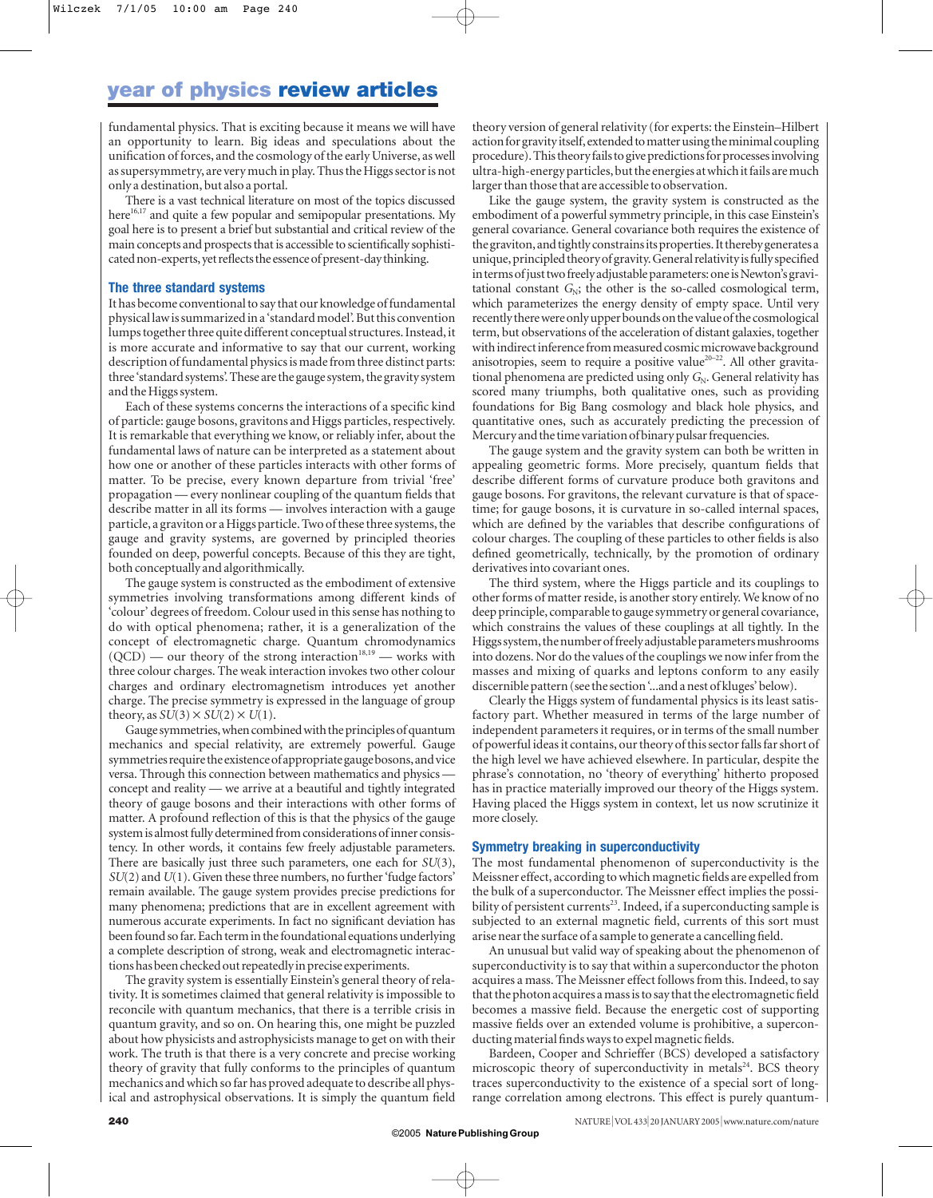fundamental physics. That is exciting because it means we will have an opportunity to learn. Big ideas and speculations about the unification of forces, and the cosmology of the early Universe, as well as supersymmetry, are very much in play. Thus the Higgs sector is not only a destination, but also a portal.

There is a vast technical literature on most of the topics discussed here[16,17] and quite a few popular and semipopular presentations. My goal here is to present a brief but substantial and critical review of the main concepts and prospects that is accessible to scientifically sophisticated non-experts, yet reflects the essence of present-day thinking.

## The three standard systems

It has become conventional to say that our knowledge of fundamental physical law is summarized in a 'standard model'. But this convention lumps together three quite different conceptual structures. Instead, it is more accurate and informative to say that our current, working description of fundamental physics is made from three distinct parts: three 'standard systems'. These are the gauge system, the gravity system and the Higgs system.

Each of these systems concerns the interactions of a specific kind of particle: gauge bosons, gravitons and Higgs particles, respectively. It is remarkable that everything we know, or reliably infer, about the fundamental laws of nature can be interpreted as a statement about how one or another of these particles interacts with other forms of matter. To be precise, every known departure from trivial 'free' propagation — every nonlinear coupling of the quantum fields that describe matter in all its forms — involves interaction with a gauge particle, a graviton or a Higgs particle. Two of these three systems, the gauge and gravity systems, are governed by principled theories founded on deep, powerful concepts. Because of this they are tight, both conceptually and algorithmically.

The gauge system is constructed as the embodiment of extensive symmetries involving transformations among different kinds of 'colour' degrees of freedom. Colour used in this sense has nothing to do with optical phenomena; rather, it is a generalization of the concept of electromagnetic charge. Quantum chromodynamics (QCD) — our theory of the strong interaction[18,19] — works with three colour charges. The weak interaction invokes two other colour charges and ordinary electromagnetism introduces yet another charge. The precise symmetry is expressed in the language of group theory, as $SU(3)\times SU(2)\times U(1)$.

Gauge symmetries, when combined with the principles of quantum mechanics and special relativity, are extremely powerful. Gauge symmetries require the existence of appropriate gauge bosons, and vice versa. Through this connection between mathematics and physics — concept and reality — we arrive at a beautiful and tightly integrated theory of gauge bosons and their interactions with other forms of matter. A profound reflection of this is that the physics of the gauge system is almost fully determined from considerations of inner consistency. In other words, it contains few freely adjustable parameters. There are basically just three such parameters, one each for $SU(3)$, $SU(2)$ and $U(1)$. Given these three numbers, no further 'fudge factors' remain available. The gauge system provides precise predictions for many phenomena; predictions that are in excellent agreement with numerous accurate experiments. In fact no significant deviation has been found so far. Each term in the foundational equations underlying a complete description of strong, weak and electromagnetic interactions has been checked out repeatedly in precise experiments.

The gravity system is essentially Einstein's general theory of relativity. It is sometimes claimed that general relativity is impossible to reconcile with quantum mechanics, that there is a terrible crisis in quantum gravity, and so on. On hearing this, one might be puzzled about how physicists and astrophysicists manage to get on with their work. The truth is that there is a very concrete and precise working theory of gravity that fully conforms to the principles of quantum mechanics and which so far has proved adequate to describe all physical and astrophysical observations. It is simply the quantum field theory version of general relativity (for experts: the Einstein–Hilbert action for gravity itself, extended to matter using the minimal coupling procedure). This theory fails to give predictions for processes involving ultra-high-energy particles, but the energies at which it fails are much larger than those that are accessible to observation.

Like the gauge system, the gravity system is constructed as the embodiment of a powerful symmetry principle, in this case Einstein's general covariance. General covariance both requires the existence of the graviton, and tightly constrains its properties. It thereby generates a unique, principled theory of gravity. General relativity is fully specified in terms of just two freely adjustable parameters: one is Newton's gravitational constant $G_N$; the other is the so-called cosmological term, which parameterizes the energy density of empty space. Until very recently there were only upper bounds on the value of the cosmological term, but observations of the acceleration of distant galaxies, together with indirect inference from measured cosmic microwave background anisotropies, seem to require a positive value[20–22]. All other gravitational phenomena are predicted using only $G_N$. General relativity has scored many triumphs, both qualitative ones, such as providing foundations for Big Bang cosmology and black hole physics, and quantitative ones, such as accurately predicting the precession of Mercury and the time variation of binary pulsar frequencies.

The gauge system and the gravity system can both be written in appealing geometric forms. More precisely, quantum fields that describe different forms of curvature produce both gravitons and gauge bosons. For gravitons, the relevant curvature is that of space-time; for gauge bosons, it is curvature in so-called internal spaces, which are defined by the variables that describe configurations of colour charges. The coupling of these particles to other fields is also defined geometrically, technically, by the promotion of ordinary derivatives into covariant ones.

The third system, where the Higgs particle and its couplings to other forms of matter reside, is another story entirely. We know of no deep principle, comparable to gauge symmetry or general covariance, which constrains the values of these couplings at all tightly. In the Higgs system, the number of freely adjustable parameters mushrooms into dozens. Nor do the values of the couplings we now infer from the masses and mixing of quarks and leptons conform to any easily discernible pattern (see the section '...and a nest of kluges' below).

Clearly the Higgs system of fundamental physics is its least satisfactory part. Whether measured in terms of the large number of independent parameters it requires, or in terms of the small number of powerful ideas it contains, our theory of this sector falls far short of the high level we have achieved elsewhere. In particular, despite the phrase's connotation, no 'theory of everything' hitherto proposed has in practice materially improved our theory of the Higgs system. Having placed the Higgs system in context, let us now scrutinize it more closely.

## Symmetry breaking in superconductivity

The most fundamental phenomenon of superconductivity is the Meissner effect, according to which magnetic fields are expelled from the bulk of a superconductor. The Meissner effect implies the possibility of persistent currents[23]. Indeed, if a superconducting sample is subjected to an external magnetic field, currents of this sort must arise near the surface of a sample to generate a cancelling field.

An unusual but valid way of speaking about the phenomenon of superconductivity is to say that within a superconductor the photon acquires a mass. The Meissner effect follows from this. Indeed, to say that the photon acquires a mass is to say that the electromagnetic field becomes a massive field. Because the energetic cost of supporting massive fields over an extended volume is prohibitive, a superconducting material finds ways to expel magnetic fields.

Bardeen, Cooper and Schrieffer (BCS) developed a satisfactory microscopic theory of superconductivity in metals[24]. BCS theory traces superconductivity to the existence of a special sort of long-range correlation among electrons. This effect is purely quantum-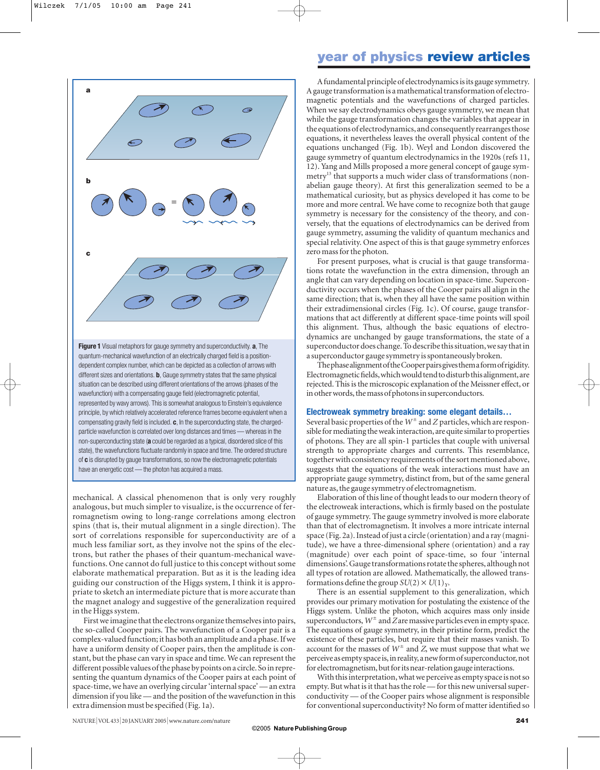**Figure 1** Visual metaphors for gauge symmetry and superconductivity. **a**, The quantum-mechanical wavefunction of an electrically charged field is a position-dependent complex number, which can be depicted as a collection of arrows with different sizes and orientations. **b**, Gauge symmetry states that the same physical situation can be described using different orientations of the arrows (phases of the wavefunction) with a compensating gauge field (electromagnetic potential, represented by wavy arrows). This is somewhat analogous to Einstein's equivalence principle, by which relatively accelerated reference frames become equivalent when a compensating gravity field is included. **c**, In the superconducting state, the charged-particle wavefunction is correlated over long distances and times — whereas in the non-superconducting state (**a** could be regarded as a typical, disordered slice of this state), the wavefunctions fluctuate randomly in space and time. The ordered structure of **c** is disrupted by gauge transformations, so now the electromagnetic potentials have an energetic cost — the photon has acquired a mass.

mechanical. A classical phenomenon that is only very roughly analogous, but much simpler to visualize, is the occurrence of ferromagnetism owing to long-range correlations among electron spins (that is, their mutual alignment in a single direction). The sort of correlations responsible for superconductivity are of a much less familiar sort, as they involve not the spins of the electrons, but rather the phases of their quantum-mechanical wavefunctions. One cannot do full justice to this concept without some elaborate mathematical preparation. But as it is the leading idea guiding our construction of the Higgs system, I think it is appropriate to sketch an intermediate picture that is more accurate than the magnet analogy and suggestive of the generalization required in the Higgs system.

First we imagine that the electrons organize themselves into pairs, the so-called Cooper pairs. The wavefunction of a Cooper pair is a complex-valued function; it has both an amplitude and a phase. If we have a uniform density of Cooper pairs, then the amplitude is constant, but the phase can vary in space and time. We can represent the different possible values of the phase by points on a circle. So in representing the quantum dynamics of the Cooper pairs at each point of space-time, we have an overlying circular 'internal space' — an extra dimension if you like — and the position of the wavefunction in this extra dimension must be specified (Fig. 1a).

A fundamental principle of electrodynamics is its gauge symmetry. A gauge transformation is a mathematical transformation of electromagnetic potentials and the wavefunctions of charged particles. When we say electrodynamics obeys gauge symmetry, we mean that while the gauge transformation changes the variables that appear in the equations of electrodynamics, and consequently rearranges those equations, it nevertheless leaves the overall physical content of the equations unchanged (Fig. 1b). Weyl and London discovered the gauge symmetry of quantum electrodynamics in the 1920s (refs 11, 12). Yang and Mills proposed a more general concept of gauge symmetry[13] that supports a much wider class of transformations (non-abelian gauge theory). At first this generalization seemed to be a mathematical curiosity, but as physics developed it has come to be more and more central. We have come to recognize both that gauge symmetry is necessary for the consistency of the theory, and conversely, that the equations of electrodynamics can be derived from gauge symmetry, assuming the validity of quantum mechanics and special relativity. One aspect of this is that gauge symmetry enforces zero mass for the photon.

For present purposes, what is crucial is that gauge transformations rotate the wavefunction in the extra dimension, through an angle that can vary depending on location in space-time. Superconductivity occurs when the phases of the Cooper pairs all align in the same direction; that is, when they all have the same position within their extradimensional circles (Fig. 1c). Of course, gauge transformations that act differently at different space-time points will spoil this alignment. Thus, although the basic equations of electrodynamics are unchanged by gauge transformations, the state of a superconductor does change. To describe this situation, we say that in a superconductor gauge symmetry is spontaneously broken.

The phase alignment of the Cooper pairs gives them a form of rigidity. Electromagnetic fields, which would tend to disturb this alignment, are rejected. This is the microscopic explanation of the Meissner effect, or in other words, the mass of photons in superconductors.

## Electroweak symmetry breaking: some elegant details…

Several basic properties of the $W^{\pm}$ and $Z$ particles, which are responsible for mediating the weak interaction, are quite similar to properties of photons. They are all spin-1 particles that couple with universal strength to appropriate charges and currents. This resemblance, together with consistency requirements of the sort mentioned above, suggests that the equations of the weak interactions must have an appropriate gauge symmetry, distinct from, but of the same general nature as, the gauge symmetry of electromagnetism.

Elaboration of this line of thought leads to our modern theory of the electroweak interactions, which is firmly based on the postulate of gauge symmetry. The gauge symmetry involved is more elaborate than that of electromagnetism. It involves a more intricate internal space (Fig. 2a). Instead of just a circle (orientation) and a ray (magnitude), we have a three-dimensional sphere (orientation) and a ray (magnitude) over each point of space-time, so four 'internal dimensions'. Gauge transformations rotate the spheres, although not all types of rotation are allowed. Mathematically, the allowed transformations define the group $SU(2) \times U(1)_Y$.

There is an essential supplement to this generalization, which provides our primary motivation for postulating the existence of the Higgs system. Unlike the photon, which acquires mass only inside superconductors, $W^{\pm}$ and $Z$ are massive particles even in empty space. The equations of gauge symmetry, in their pristine form, predict the existence of these particles, but require that their masses vanish. To account for the masses of $W^{\pm}$ and $Z$, we must suppose that what we perceive as empty space is, in reality, a new form of superconductor, not for electromagnetism, but for its near-relation gauge interactions.

With this interpretation, what we perceive as empty space is not so empty. But what is it that has the role — for this new universal superconductivity — of the Cooper pairs whose alignment is responsible for conventional superconductivity? No form of matter identified so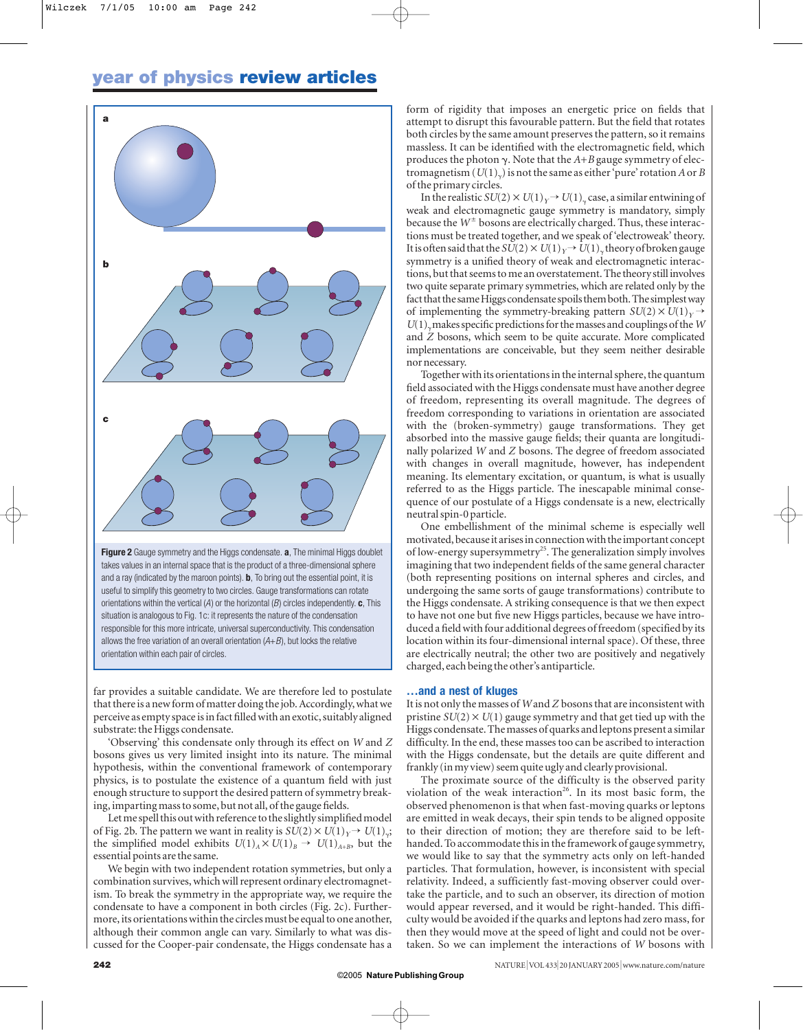**Figure 2** Gauge symmetry and the Higgs condensate. **a**, The minimal Higgs doublet takes values in an internal space that is the product of a three-dimensional sphere and a ray (indicated by the maroon points). **b**, To bring out the essential point, it is useful to simplify this geometry to two circles. Gauge transformations can rotate orientations within the vertical (*A*) or the horizontal (*B*) circles independently. **c**, This situation is analogous to Fig. 1c: it represents the nature of the condensation responsible for this more intricate, universal superconductivity. This condensation allows the free variation of an overall orientation (*A*+*B*), but locks the relative orientation within each pair of circles.

far provides a suitable candidate. We are therefore led to postulate that there is a new form of matter doing the job. Accordingly, what we perceive as empty space is in fact filled with an exotic, suitably aligned substrate: the Higgs condensate.

'Observing' this condensate only through its effect on *W* and *Z* bosons gives us very limited insight into its nature. The minimal hypothesis, within the conventional framework of contemporary physics, is to postulate the existence of a quantum field with just enough structure to support the desired pattern of symmetry breaking, imparting mass to some, but not all, of the gauge fields.

Let me spell this out with reference to the slightly simplified model of Fig. 2b. The pattern we want in reality is $SU(2) \times U(1)_Y \rightarrow U(1)_\gamma$; the simplified model exhibits $U(1)_A \times U(1)_B \rightarrow U(1)_{A+B}$, but the essential points are the same.

We begin with two independent rotation symmetries, but only a combination survives, which will represent ordinary electromagnetism. To break the symmetry in the appropriate way, we require the condensate to have a component in both circles (Fig. 2c). Furthermore, its orientations within the circles must be equal to one another, although their common angle can vary. Similarly to what was discussed for the Cooper-pair condensate, the Higgs condensate has a form of rigidity that imposes an energetic price on fields that attempt to disrupt this favourable pattern. But the field that rotates both circles by the same amount preserves the pattern, so it remains massless. It can be identified with the electromagnetic field, which produces the photon γ. Note that the *A*+*B* gauge symmetry of electromagnetism ($U(1)_\gamma$) is not the same as either 'pure' rotation *A* or *B* of the primary circles.

In the realistic $SU(2) \times U(1)_Y \rightarrow U(1)_\gamma$ case, a similar entwining of weak and electromagnetic gauge symmetry is mandatory, simply because the $W^\pm$ bosons are electrically charged. Thus, these interactions must be treated together, and we speak of 'electroweak' theory. It is often said that the $SU(2) \times U(1)_Y \rightarrow U(1)_\gamma$ theory of broken gauge symmetry is a unified theory of weak and electromagnetic interactions, but that seems to me an overstatement. The theory still involves two quite separate primary symmetries, which are related only by the fact that the same Higgs condensate spoils them both. The simplest way of implementing the symmetry-breaking pattern $SU(2) \times U(1)_Y \rightarrow U(1)_\gamma$ makes specific predictions for the masses and couplings of the *W* and *Z* bosons, which seem to be quite accurate. More complicated implementations are conceivable, but they seem neither desirable nor necessary.

Together with its orientations in the internal sphere, the quantum field associated with the Higgs condensate must have another degree of freedom, representing its overall magnitude. The degrees of freedom corresponding to variations in orientation are associated with the (broken-symmetry) gauge transformations. They get absorbed into the massive gauge fields; their quanta are longitudinally polarized *W* and *Z* bosons. The degree of freedom associated with changes in overall magnitude, however, has independent meaning. Its elementary excitation, or quantum, is what is usually referred to as the Higgs particle. The inescapable minimal consequence of our postulate of a Higgs condensate is a new, electrically neutral spin-0 particle.

One embellishment of the minimal scheme is especially well motivated, because it arises in connection with the important concept of low-energy supersymmetry[25]. The generalization simply involves imagining that two independent fields of the same general character (both representing positions on internal spheres and circles, and undergoing the same sorts of gauge transformations) contribute to the Higgs condensate. A striking consequence is that we then expect to have not one but five new Higgs particles, because we have introduced a field with four additional degrees of freedom (specified by its location within its four-dimensional internal space). Of these, three are electrically neutral; the other two are positively and negatively charged, each being the other's antiparticle.

## …and a nest of kluges

It is not only the masses of *W* and *Z* bosons that are inconsistent with pristine $SU(2) \times U(1)$ gauge symmetry and that get tied up with the Higgs condensate. The masses of quarks and leptons present a similar difficulty. In the end, these masses too can be ascribed to interaction with the Higgs condensate, but the details are quite different and frankly (in my view) seem quite ugly and clearly provisional.

The proximate source of the difficulty is the observed parity violation of the weak interaction[26]. In its most basic form, the observed phenomenon is that when fast-moving quarks or leptons are emitted in weak decays, their spin tends to be aligned opposite to their direction of motion; they are therefore said to be left-handed. To accommodate this in the framework of gauge symmetry, we would like to say that the symmetry acts only on left-handed particles. That formulation, however, is inconsistent with special relativity. Indeed, a sufficiently fast-moving observer could overtake the particle, and to such an observer, its direction of motion would appear reversed, and it would be right-handed. This difficulty would be avoided if the quarks and leptons had zero mass, for then they would move at the speed of light and could not be overtaken. So we can implement the interactions of *W* bosons with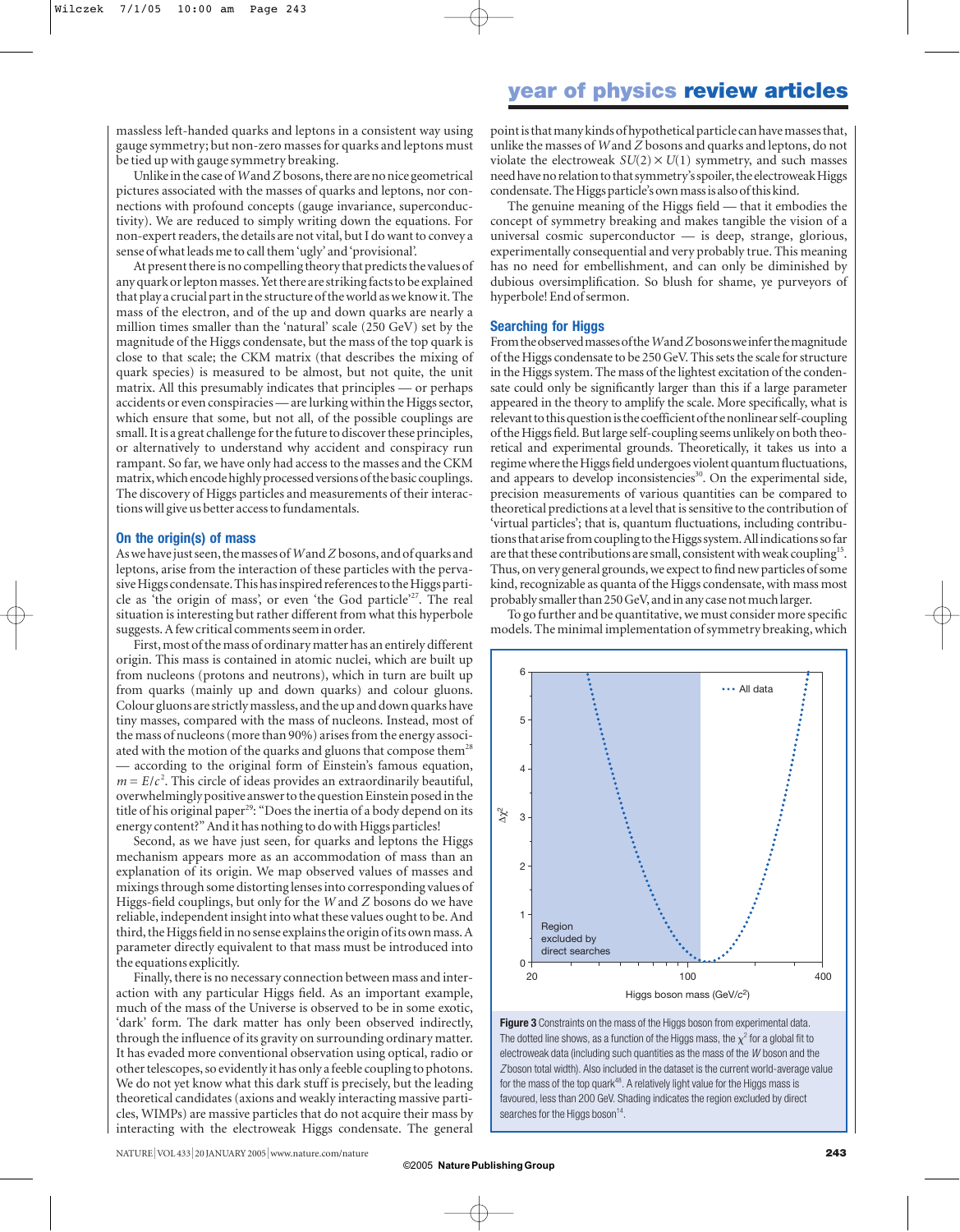massless left-handed quarks and leptons in a consistent way using gauge symmetry; but non-zero masses for quarks and leptons must be tied up with gauge symmetry breaking.

Unlike in the case of $W$ and $Z$ bosons, there are no nice geometrical pictures associated with the masses of quarks and leptons, nor connections with profound concepts (gauge invariance, superconductivity). We are reduced to simply writing down the equations. For non-expert readers, the details are not vital, but I do want to convey a sense of what leads me to call them 'ugly' and 'provisional'.

At present there is no compelling theory that predicts the values of any quark or lepton masses. Yet there are striking facts to be explained that play a crucial part in the structure of the world as we know it. The mass of the electron, and of the up and down quarks are nearly a million times smaller than the 'natural' scale (250 GeV) set by the magnitude of the Higgs condensate, but the mass of the top quark is close to that scale; the CKM matrix (that describes the mixing of quark species) is measured to be almost, but not quite, the unit matrix. All this presumably indicates that principles — or perhaps accidents or even conspiracies — are lurking within the Higgs sector, which ensure that some, but not all, of the possible couplings are small. It is a great challenge for the future to discover these principles, or alternatively to understand why accident and conspiracy run rampant. So far, we have only had access to the masses and the CKM matrix, which encode highly processed versions of the basic couplings. The discovery of Higgs particles and measurements of their interactions will give us better access to fundamentals.

## On the origin(s) of mass

As we have just seen, the masses of $W$ and $Z$ bosons, and of quarks and leptons, arise from the interaction of these particles with the pervasive Higgs condensate. This has inspired references to the Higgs particle as 'the origin of mass', or even 'the God particle'[27]. The real situation is interesting but rather different from what this hyperbole suggests. A few critical comments seem in order.

First, most of the mass of ordinary matter has an entirely different origin. This mass is contained in atomic nuclei, which are built up from nucleons (protons and neutrons), which in turn are built up from quarks (mainly up and down quarks) and colour gluons. Colour gluons are strictly massless, and the up and down quarks have tiny masses, compared with the mass of nucleons. Instead, most of the mass of nucleons (more than 90%) arises from the energy associated with the motion of the quarks and gluons that compose them[28] — according to the original form of Einstein's famous equation, $m = E/c^2$. This circle of ideas provides an extraordinarily beautiful, overwhelmingly positive answer to the question Einstein posed in the title of his original paper[29]: "Does the inertia of a body depend on its energy content?" And it has nothing to do with Higgs particles!

Second, as we have just seen, for quarks and leptons the Higgs mechanism appears more as an accommodation of mass than an explanation of its origin. We map observed values of masses and mixings through some distorting lenses into corresponding values of Higgs-field couplings, but only for the $W$ and $Z$ bosons do we have reliable, independent insight into what these values ought to be. And third, the Higgs field in no sense explains the origin of its own mass. A parameter directly equivalent to that mass must be introduced into the equations explicitly.

Finally, there is no necessary connection between mass and interaction with any particular Higgs field. As an important example, much of the mass of the Universe is observed to be in some exotic, 'dark' form. The dark matter has only been observed indirectly, through the influence of its gravity on surrounding ordinary matter. It has evaded more conventional observation using optical, radio or other telescopes, so evidently it has only a feeble coupling to photons. We do not yet know what this dark stuff is precisely, but the leading theoretical candidates (axions and weakly interacting massive particles, WIMPs) are massive particles that do not acquire their mass by interacting with the electroweak Higgs condensate. The general point is that many kinds of hypothetical particle can have masses that, unlike the masses of $W$ and $Z$ bosons and quarks and leptons, do not violate the electroweak $SU(2) \times U(1)$ symmetry, and such masses need have no relation to that symmetry's spoiler, the electroweak Higgs condensate. The Higgs particle's own mass is also of this kind.

The genuine meaning of the Higgs field — that it embodies the concept of symmetry breaking and makes tangible the vision of a universal cosmic superconductor — is deep, strange, glorious, experimentally consequential and very probably true. This meaning has no need for embellishment, and can only be diminished by dubious oversimplification. So blush for shame, ye purveyors of hyperbole! End of sermon.

## Searching for Higgs

From the observed masses of the $W$ and $Z$ bosons we infer the magnitude of the Higgs condensate to be 250 GeV. This sets the scale for structure in the Higgs system. The mass of the lightest excitation of the condensate could only be significantly larger than this if a large parameter appeared in the theory to amplify the scale. More specifically, what is relevant to this question is the coefficient of the nonlinear self-coupling of the Higgs field. But large self-coupling seems unlikely on both theoretical and experimental grounds. Theoretically, it takes us into a regime where the Higgs field undergoes violent quantum fluctuations, and appears to develop inconsistencies[30]. On the experimental side, precision measurements of various quantities can be compared to theoretical predictions at a level that is sensitive to the contribution of 'virtual particles'; that is, quantum fluctuations, including contributions that arise from coupling to the Higgs system. All indications so far are that these contributions are small, consistent with weak coupling[15]. Thus, on very general grounds, we expect to find new particles of some kind, recognizable as quanta of the Higgs condensate, with mass most probably smaller than 250 GeV, and in any case not much larger.

To go further and be quantitative, we must consider more specific models. The minimal implementation of symmetry breaking, which

$\Delta\chi^2$

0 1 2 3 4 5 6

20 100 400

Higgs boson mass (GeV/$c^2$)

All data

Region excluded by direct searches

**Figure 3** Constraints on the mass of the Higgs boson from experimental data. The dotted line shows, as a function of the Higgs mass, the $\chi^2$ for a global fit to electroweak data (including such quantities as the mass of the $W$ boson and the $Z$ boson total width). Also included in the dataset is the current world-average value for the mass of the top quark[48]. A relatively light value for the Higgs mass is favoured, less than 200 GeV. Shading indicates the region excluded by direct searches for the Higgs boson[14].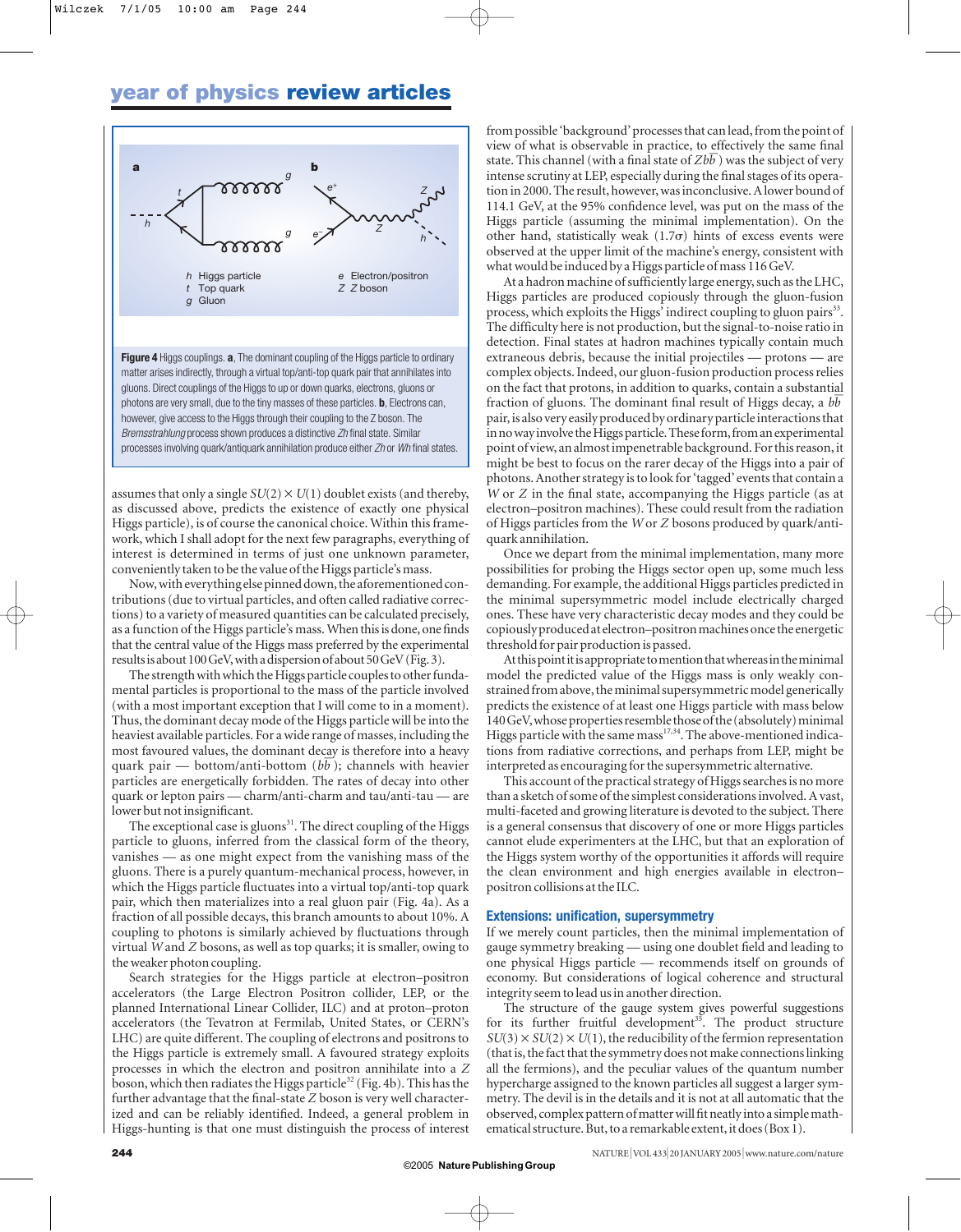a

h

t

g

g

b

$e^+$

$e^-$

Z

Z

h

h Higgs particle
t Top quark
g Gluon

e Electron/positron
Z Z boson

**Figure 4** Higgs couplings. **a**, The dominant coupling of the Higgs particle to ordinary matter arises indirectly, through a virtual top/anti-top quark pair that annihilates into gluons. Direct couplings of the Higgs to up or down quarks, electrons, gluons or photons are very small, due to the tiny masses of these particles. **b**, Electrons can, however, give access to the Higgs through their coupling to the Z boson. The *Bremsstrahlung* process shown produces a distinctive *Zh* final state. Similar processes involving quark/antiquark annihilation produce either *Zh* or *Wh* final states.

assumes that only a single $SU(2) \times U(1)$ doublet exists (and thereby, as discussed above, predicts the existence of exactly one physical Higgs particle), is of course the canonical choice. Within this framework, which I shall adopt for the next few paragraphs, everything of interest is determined in terms of just one unknown parameter, conveniently taken to be the value of the Higgs particle's mass.

Now, with everything else pinned down, the aforementioned contributions (due to virtual particles, and often called radiative corrections) to a variety of measured quantities can be calculated precisely, as a function of the Higgs particle's mass. When this is done, one finds that the central value of the Higgs mass preferred by the experimental results is about 100 GeV, with a dispersion of about 50 GeV (Fig. 3).

The strength with which the Higgs particle couples to other fundamental particles is proportional to the mass of the particle involved (with a most important exception that I will come to in a moment). Thus, the dominant decay mode of the Higgs particle will be into the heaviest available particles. For a wide range of masses, including the most favoured values, the dominant decay is therefore into a heavy quark pair — bottom/anti-bottom ($b\bar{b}$); channels with heavier particles are energetically forbidden. The rates of decay into other quark or lepton pairs — charm/anti-charm and tau/anti-tau — are lower but not insignificant.

The exceptional case is gluons[31]. The direct coupling of the Higgs particle to gluons, inferred from the classical form of the theory, vanishes — as one might expect from the vanishing mass of the gluons. There is a purely quantum-mechanical process, however, in which the Higgs particle fluctuates into a virtual top/anti-top quark pair, which then materializes into a real gluon pair (Fig. 4a). As a fraction of all possible decays, this branch amounts to about 10%. A coupling to photons is similarly achieved by fluctuations through virtual *W* and *Z* bosons, as well as top quarks; it is smaller, owing to the weaker photon coupling.

Search strategies for the Higgs particle at electron–positron accelerators (the Large Electron Positron collider, LEP, or the planned International Linear Collider, ILC) and at proton–proton accelerators (the Tevatron at Fermilab, United States, or CERN's LHC) are quite different. The coupling of electrons and positrons to the Higgs particle is extremely small. A favoured strategy exploits processes in which the electron and positron annihilate into a *Z* boson, which then radiates the Higgs particle[32] (Fig. 4b). This has the further advantage that the final-state *Z* boson is very well characterized and can be reliably identified. Indeed, a general problem in Higgs-hunting is that one must distinguish the process of interest from possible 'background' processes that can lead, from the point of view of what is observable in practice, to effectively the same final state. This channel (with a final state of $Zb\bar{b}$) was the subject of very intense scrutiny at LEP, especially during the final stages of its operation in 2000. The result, however, was inconclusive. A lower bound of 114.1 GeV, at the 95% confidence level, was put on the mass of the Higgs particle (assuming the minimal implementation). On the other hand, statistically weak ($1.7\sigma$) hints of excess events were observed at the upper limit of the machine's energy, consistent with what would be induced by a Higgs particle of mass 116 GeV.

At a hadron machine of sufficiently large energy, such as the LHC, Higgs particles are produced copiously through the gluon-fusion process, which exploits the Higgs' indirect coupling to gluon pairs[33]. The difficulty here is not production, but the signal-to-noise ratio in detection. Final states at hadron machines typically contain much extraneous debris, because the initial projectiles — protons — are complex objects. Indeed, our gluon-fusion production process relies on the fact that protons, in addition to quarks, contain a substantial fraction of gluons. The dominant final result of Higgs decay, a $b\bar{b}$ pair, is also very easily produced by ordinary particle interactions that in no way involve the Higgs particle. These form, from an experimental point of view, an almost impenetrable background. For this reason, it might be best to focus on the rarer decay of the Higgs into a pair of photons. Another strategy is to look for 'tagged' events that contain a *W* or *Z* in the final state, accompanying the Higgs particle (as at electron–positron machines). These could result from the radiation of Higgs particles from the *W* or *Z* bosons produced by quark/anti-quark annihilation.

Once we depart from the minimal implementation, many more possibilities for probing the Higgs sector open up, some much less demanding. For example, the additional Higgs particles predicted in the minimal supersymmetric model include electrically charged ones. These have very characteristic decay modes and they could be copiously produced at electron–positron machines once the energetic threshold for pair production is passed.

At this point it is appropriate to mention that whereas in the minimal model the predicted value of the Higgs mass is only weakly constrained from above, the minimal supersymmetric model generically predicts the existence of at least one Higgs particle with mass below 140 GeV, whose properties resemble those of the (absolutely) minimal Higgs particle with the same mass[17,34]. The above-mentioned indications from radiative corrections, and perhaps from LEP, might be interpreted as encouraging for the supersymmetric alternative.

This account of the practical strategy of Higgs searches is no more than a sketch of some of the simplest considerations involved. A vast, multi-faceted and growing literature is devoted to the subject. There is a general consensus that discovery of one or more Higgs particles cannot elude experimenters at the LHC, but that an exploration of the Higgs system worthy of the opportunities it affords will require the clean environment and high energies available in electron–positron collisions at the ILC.

## Extensions: unification, supersymmetry

If we merely count particles, then the minimal implementation of gauge symmetry breaking — using one doublet field and leading to one physical Higgs particle — recommends itself on grounds of economy. But considerations of logical coherence and structural integrity seem to lead us in another direction.

The structure of the gauge system gives powerful suggestions for its further fruitful development[35]. The product structure $SU(3) \times SU(2) \times U(1)$, the reducibility of the fermion representation (that is, the fact that the symmetry does not make connections linking all the fermions), and the peculiar values of the quantum number hypercharge assigned to the known particles all suggest a larger symmetry. The devil is in the details and it is not at all automatic that the observed, complex pattern of matter will fit neatly into a simple mathematical structure. But, to a remarkable extent, it does (Box 1).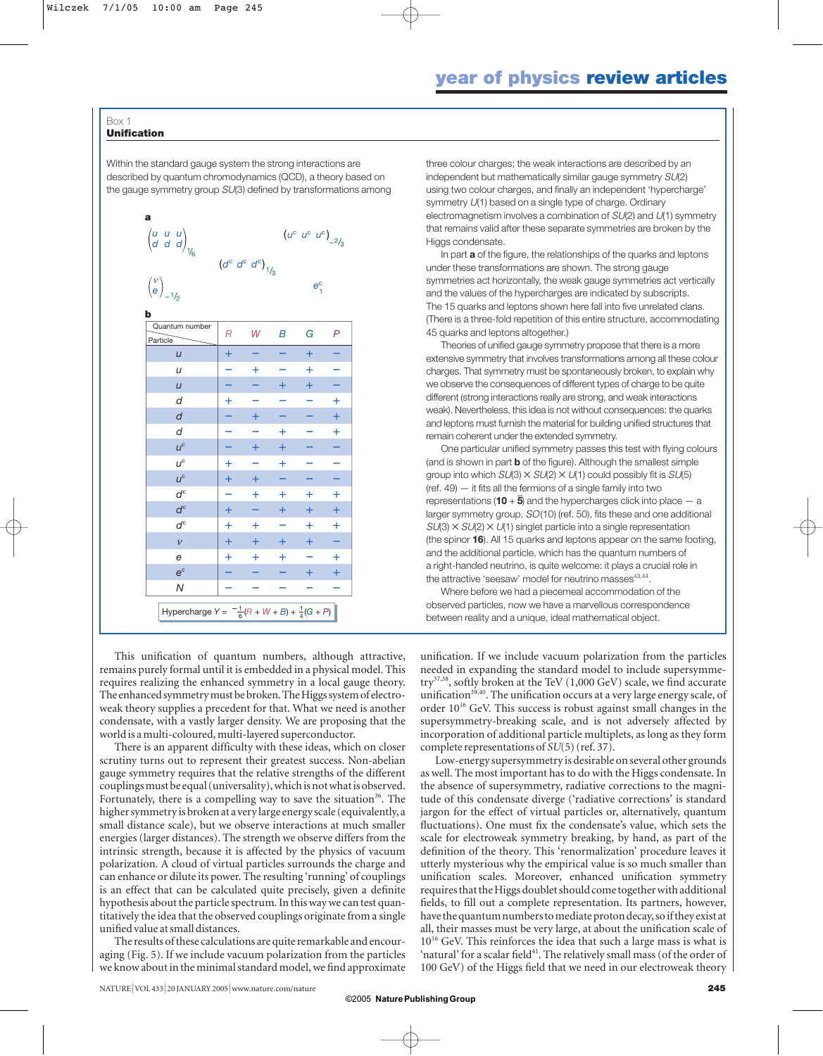## Box 1
### Unification

Within the standard gauge system the strong interactions are described by quantum chromodynamics (QCD), a theory based on the gauge symmetry group $SU(3)$ defined by transformations among three colour charges; the weak interactions are described by an independent but mathematically similar gauge symmetry $SU(2)$ using two colour charges, and finally an independent 'hypercharge' symmetry $U(1)$ based on a single type of charge. Ordinary electromagnetism involves a combination of $SU(2)$ and $U(1)$ symmetry that remains valid after these separate symmetries are broken by the Higgs condensate.

**a**

$$\begin{pmatrix} u & u & u \\ d & d & d \end{pmatrix}_{1/6} \qquad (u^c\ u^c\ u^c)_{-2/3}$$

$$(d^c\ d^c\ d^c)_{1/3}$$

$$\begin{pmatrix} \nu \\ e \end{pmatrix}_{-1/2} \qquad e^c_{1}$$

**b**

| Quantum number / Particle | R | W | B | G | P |
|---|---|---|---|---|---|
| $u$ | + | − | − | + | − |
| $u$ | − | + | − | + | − |
| $u$ | − | − | + | + | − |
| $d$ | + | − | − | − | + |
| $d$ | − | + | − | − | + |
| $d$ | − | − | + | − | + |
| $u^c$ | − | + | + | − | − |
| $u^c$ | + | − | + | − | − |
| $u^c$ | + | + | − | − | − |
| $d^c$ | − | + | + | + | + |
| $d^c$ | + | − | + | + | + |
| $d^c$ | + | + | − | + | + |
| $\nu$ | + | + | + | + | − |
| $e$ | + | + | + | − | + |
| $e^c$ | − | − | − | + | + |
| $N$ | − | − | − | − | − |

Hypercharge $Y = \frac{-1}{6}(R + W + B) + \frac{1}{4}(G + P)$

In part **a** of the figure, the relationships of the quarks and leptons under these transformations are shown. The strong gauge symmetries act horizontally, the weak gauge symmetries act vertically and the values of the hypercharges are indicated by subscripts. The 15 quarks and leptons shown here fall into five unrelated clans. (There is a three-fold repetition of this entire structure, accommodating 45 quarks and leptons altogether.)

Theories of unified gauge symmetry propose that there is a more extensive symmetry that involves transformations among all these colour charges. That symmetry must be spontaneously broken, to explain why we observe the consequences of different types of charge to be quite different (strong interactions really are strong, and weak interactions weak). Nevertheless, this idea is not without consequences: the quarks and leptons must furnish the material for building unified structures that remain coherent under the extended symmetry.

One particular unified symmetry passes this test with flying colours (and is shown in part **b** of the figure). Although the smallest simple group into which $SU(3) \times SU(2) \times U(1)$ could possibly fit is $SU(5)$ (ref. 49) — it fits all the fermions of a single family into two representations (**10** + $\bar{\mathbf{5}}$) and the hypercharges click into place — a larger symmetry group, $SO(10)$ (ref. 50), fits these and one additional $SU(3) \times SU(2) \times U(1)$ singlet particle into a single representation (the spinor **16**). All 15 quarks and leptons appear on the same footing, and the additional particle, which has the quantum numbers of a right-handed neutrino, is quite welcome: it plays a crucial role in the attractive 'seesaw' model for neutrino masses[43,44].

Where before we had a piecemeal accommodation of the observed particles, now we have a marvellous correspondence between reality and a unique, ideal mathematical object.

---

This unification of quantum numbers, although attractive, remains purely formal until it is embedded in a physical model. This requires realizing the enhanced symmetry in a local gauge theory. The enhanced symmetry must be broken. The Higgs system of electroweak theory supplies a precedent for that. What we need is another condensate, with a vastly larger density. We are proposing that the world is a multi-coloured, multi-layered superconductor.

There is an apparent difficulty with these ideas, which on closer scrutiny turns out to represent their greatest success. Non-abelian gauge symmetry requires that the relative strengths of the different couplings must be equal (universality), which is not what is observed. Fortunately, there is a compelling way to save the situation[36]. The higher symmetry is broken at a very large energy scale (equivalently, a small distance scale), but we observe interactions at much smaller energies (larger distances). The strength we observe differs from the intrinsic strength, because it is affected by the physics of vacuum polarization. A cloud of virtual particles surrounds the charge and can enhance or dilute its power. The resulting 'running' of couplings is an effect that can be calculated quite precisely, given a definite hypothesis about the particle spectrum. In this way we can test quantitatively the idea that the observed couplings originate from a single unified value at small distances.

The results of these calculations are quite remarkable and encouraging (Fig. 5). If we include vacuum polarization from the particles we know about in the minimal standard model, we find approximate unification. If we include vacuum polarization from the particles needed in expanding the standard model to include supersymmetry[37,38], softly broken at the TeV (1,000 GeV) scale, we find accurate unification[39,40]. The unification occurs at a very large energy scale, of order $10^{16}$ GeV. This success is robust against small changes in the supersymmetry-breaking scale, and is not adversely affected by incorporation of additional particle multiplets, as long as they form complete representations of $SU(5)$ (ref. 37).

Low-energy supersymmetry is desirable on several other grounds as well. The most important has to do with the Higgs condensate. In the absence of supersymmetry, radiative corrections to the magnitude of this condensate diverge ('radiative corrections' is standard jargon for the effect of virtual particles or, alternatively, quantum fluctuations). One must fix the condensate's value, which sets the scale for electroweak symmetry breaking, by hand, as part of the definition of the theory. This 'renormalization' procedure leaves it utterly mysterious why the empirical value is so much smaller than unification scales. Moreover, enhanced unification symmetry requires that the Higgs doublet should come together with additional fields, to fill out a complete representation. Its partners, however, have the quantum numbers to mediate proton decay, so if they exist at all, their masses must be very large, at about the unification scale of $10^{16}$ GeV. This reinforces the idea that such a large mass is what is 'natural' for a scalar field[41]. The relatively small mass (of the order of 100 GeV) of the Higgs field that we need in our electroweak theory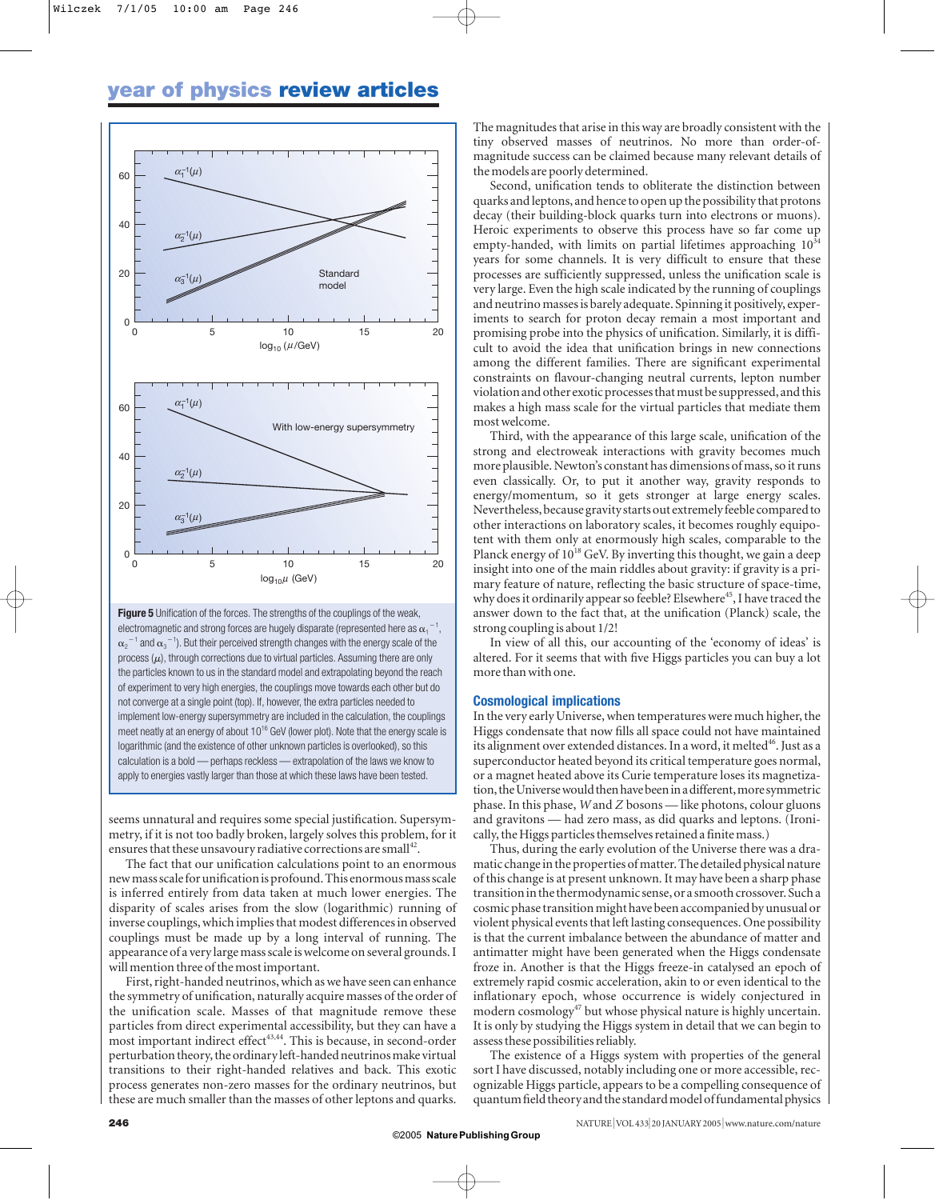Figure 5 Unification of the forces. The strengths of the couplings of the weak, electromagnetic and strong forces are hugely disparate (represented here as $\alpha_1^{-1}$, $\alpha_2^{-1}$ and $\alpha_3^{-1}$). But their perceived strength changes with the energy scale of the process ($\mu$), through corrections due to virtual particles. Assuming there are only the particles known to us in the standard model and extrapolating beyond the reach of experiment to very high energies, the couplings move towards each other but do not converge at a single point (top). If, however, the extra particles needed to implement low-energy supersymmetry are included in the calculation, the couplings meet neatly at an energy of about $10^{16}$ GeV (lower plot). Note that the energy scale is logarithmic (and the existence of other unknown particles is overlooked), so this calculation is a bold — perhaps reckless — extrapolation of the laws we know to apply to energies vastly larger than those at which these laws have been tested.

seems unnatural and requires some special justification. Supersymmetry, if it is not too badly broken, largely solves this problem, for it ensures that these unsavoury radiative corrections are small[42].

The fact that our unification calculations point to an enormous new mass scale for unification is profound. This enormous mass scale is inferred entirely from data taken at much lower energies. The disparity of scales arises from the slow (logarithmic) running of inverse couplings, which implies that modest differences in observed couplings must be made up by a long interval of running. The appearance of a very large mass scale is welcome on several grounds. I will mention three of the most important.

First, right-handed neutrinos, which as we have seen can enhance the symmetry of unification, naturally acquire masses of the order of the unification scale. Masses of that magnitude remove these particles from direct experimental accessibility, but they can have a most important indirect effect[43,44]. This is because, in second-order perturbation theory, the ordinary left-handed neutrinos make virtual transitions to their right-handed relatives and back. This exotic process generates non-zero masses for the ordinary neutrinos, but these are much smaller than the masses of other leptons and quarks. The magnitudes that arise in this way are broadly consistent with the tiny observed masses of neutrinos. No more than order-of-magnitude success can be claimed because many relevant details of the models are poorly determined.

Second, unification tends to obliterate the distinction between quarks and leptons, and hence to open up the possibility that protons decay (their building-block quarks turn into electrons or muons). Heroic experiments to observe this process have so far come up empty-handed, with limits on partial lifetimes approaching $10^{34}$ years for some channels. It is very difficult to ensure that these processes are sufficiently suppressed, unless the unification scale is very large. Even the high scale indicated by the running of couplings and neutrino masses is barely adequate. Spinning it positively, experiments to search for proton decay remain a most important and promising probe into the physics of unification. Similarly, it is difficult to avoid the idea that unification brings in new connections among the different families. There are significant experimental constraints on flavour-changing neutral currents, lepton number violation and other exotic processes that must be suppressed, and this makes a high mass scale for the virtual particles that mediate them most welcome.

Third, with the appearance of this large scale, unification of the strong and electroweak interactions with gravity becomes much more plausible. Newton's constant has dimensions of mass, so it runs even classically. Or, to put it another way, gravity responds to energy/momentum, so it gets stronger at large energy scales. Nevertheless, because gravity starts out extremely feeble compared to other interactions on laboratory scales, it becomes roughly equipotent with them only at enormously high scales, comparable to the Planck energy of $10^{18}$ GeV. By inverting this thought, we gain a deep insight into one of the main riddles about gravity: if gravity is a primary feature of nature, reflecting the basic structure of space-time, why does it ordinarily appear so feeble? Elsewhere[45], I have traced the answer down to the fact that, at the unification (Planck) scale, the strong coupling is about 1/2!

In view of all this, our accounting of the 'economy of ideas' is altered. For it seems that with five Higgs particles you can buy a lot more than with one.

## Cosmological implications

In the very early Universe, when temperatures were much higher, the Higgs condensate that now fills all space could not have maintained its alignment over extended distances. In a word, it melted[46]. Just as a superconductor heated beyond its critical temperature goes normal, or a magnet heated above its Curie temperature loses its magnetization, the Universe would then have been in a different, more symmetric phase. In this phase, *W* and *Z* bosons — like photons, colour gluons and gravitons — had zero mass, as did quarks and leptons. (Ironically, the Higgs particles themselves retained a finite mass.)

Thus, during the early evolution of the Universe there was a dramatic change in the properties of matter. The detailed physical nature of this change is at present unknown. It may have been a sharp phase transition in the thermodynamic sense, or a smooth crossover. Such a cosmic phase transition might have been accompanied by unusual or extremely violent physical events that left lasting consequences. One possibility is that the current imbalance between the abundance of matter and antimatter might have been generated when the Higgs condensate froze in. Another is that the Higgs freeze-in catalysed an epoch of extremely rapid cosmic acceleration, akin to or even identical to the inflationary epoch, whose occurrence is widely conjectured in modern cosmology[47] but whose physical nature is highly uncertain. It is only by studying the Higgs system in detail that we can begin to assess these possibilities reliably.

The existence of a Higgs system with properties of the general sort I have discussed, notably including one or more accessible, recognizable Higgs particle, appears to be a compelling consequence of quantum field theory and the standard model of fundamental physics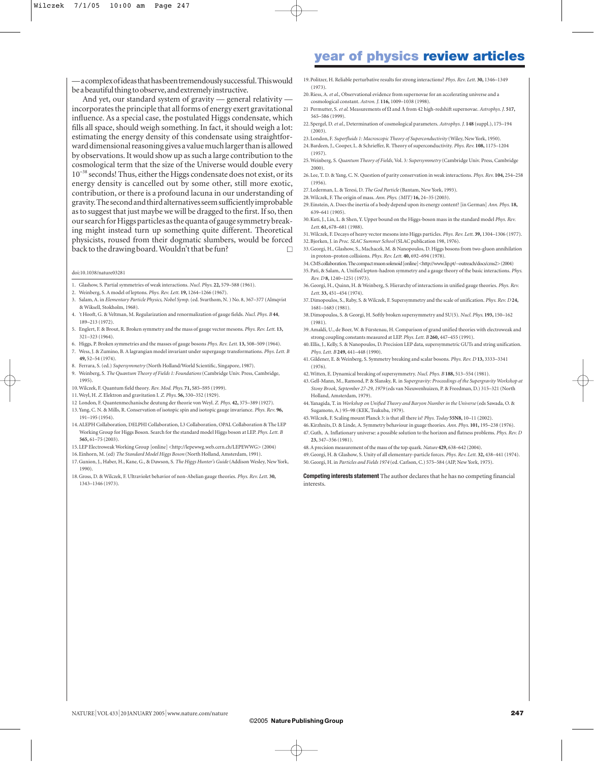— a complex of ideas that has been tremendously successful. This would be a beautiful thing to observe, and extremely instructive.

And yet, our standard system of gravity — general relativity — incorporates the principle that all forms of energy exert gravitational influence. As a special case, the postulated Higgs condensate, which fills all space, should weigh something. In fact, it should weigh a lot: estimating the energy density of this condensate using straightforward dimensional reasoning gives a value much larger than is allowed by observations. It would show up as such a large contribution to the cosmological term that the size of the Universe would double every $10^{-38}$ seconds! Thus, either the Higgs condensate does not exist, or its energy density is cancelled out by some other, still more exotic, contribution, or there is a profound lacuna in our understanding of gravity. The second and third alternatives seem sufficiently improbable as to suggest that just maybe we will be dragged to the first. If so, then our search for Higgs particles as the quanta of gauge symmetry breaking might instead turn up something quite different. Theoretical physicists, roused from their dogmatic slumbers, would be forced back to the drawing board. Wouldn't that be fun? □

doi:10.1038/nature03281

1. Glashow, S. Partial symmetries of weak interactions. *Nucl. Phys.* **22,** 579–588 (1961).
2. Weinberg, S. A model of leptons. *Phys. Rev. Lett.* **19,** 1264–1266 (1967).
3. Salam, A. in *Elementary Particle Physics, Nobel Symp.* (ed. Svartholm, N. ) No. 8, 367–377 (Almqvist & Wiksell, Stokholm, 1968).
4. 't Hooft, G. & Veltman, M. Regularization and renormalization of gauge fields. *Nucl. Phys. B* **44,** 189–213 (1972).
5. Englert, F. & Brout, R. Broken symmetry and the mass of gauge vector mesons. *Phys. Rev. Lett.* **13,** 321–323 (1964).
6. Higgs, P. Broken symmetries and the masses of gauge bosons *Phys. Rev. Lett.* **13,** 508–509 (1964).
7. Wess, J. & Zumino, B. A lagrangian model invariant under supergauge transformations. *Phys. Lett. B* **49,** 52–54 (1974).
8. Ferrara, S. (ed.) *Supersymmetry* (North Holland/World Scientific, Singapore, 1987).
9. Weinberg, S. *The Quantum Theory of Fields 1: Foundations* (Cambridge Univ. Press, Cambridge, 1995).
10. Wilczek, F. Quantum field theory. *Rev. Mod. Phys.* **71,** S85–S95 (1999).
11. Weyl, H. Z. Elektron and gravitation I. *Z. Phys.* **56,** 330–352 (1929).
12. London, F. Quantenmechanische deutung der theorie von Weyl. *Z. Phys.* **42,** 375–389 (1927).
13. Yang, C. N. & Mills, R. Conservation of isotopic spin and isotopic gauge invariance. *Phys. Rev.* **96,** 191–195 (1954).
14. ALEPH Collaboration, DELPHI Collaboration, L3 Collaboration, OPAL Collaboration & The LEP Working Group for Higgs Boson. Search for the standard model Higgs boson at LEP. *Phys. Lett. B* **565,** 61–75 (2003).
15. LEP Electroweak Working Group [online] <http://lepewwg.web.cern.ch/LEPEWWG> (2004)
16. Einhorn, M. (ed) *The Standard Model Higgs Boson* (North Holland, Amsterdam, 1991).
17. Gunion, J., Haber, H., Kane, G., & Dawson, S. *The Higgs Hunter's Guide* (Addison Wesley, New York, 1990).
18. Gross, D. & Wilczek, F. Ultraviolet behavior of non-Abelian gauge theories. *Phys. Rev. Lett.* **30,** 1343–1346 (1973).
19. Politzer, H. Reliable perturbative results for strong interactions? *Phys. Rev. Lett.* **30,** 1346–1349 (1973).
20. Riess, A. *et al.*, Observational evidence from supernovae for an accelerating universe and a cosmological constant. *Astron. J.* **116,** 1009–1038 (1998).
21. Permutter, S. *et al.* Measurements of Ω and Λ from 42 high-redshift supernovae. *Astrophys. J.* **517,** 565–586 (1999).
22. Spergel, D. *et al.*, Determination of cosmological parameters. *Astrophys. J.* **148** (suppl.), 175–194 (2003).
23. London, F. *Superfluids 1: Macroscopic Theory of Superconductivity* (Wiley, New York, 1950).
24. Bardeen, J., Cooper, L. & Schrieffer, R. Theory of superconductivity. *Phys. Rev.* **108,** 1175–1204 (1957).
25. Weinberg, S. *Quantum Theory of Fields,* Vol. 3*: Supersymmetry* (Cambridge Univ. Press, Cambridge 2000).
26. Lee, T. D. & Yang, C. N. Question of parity conservation in weak interactions. *Phys. Rev.* **104,** 254–258 (1956).
27. Lederman, L. & Teresi, D. *The God Particle* (Bantam, New York, 1993).
28. Wilczek, F. The origin of mass. *Ann. Phys. (MIT)* **16,** 24–35 (2003).
29. Einstein, A. Does the inertia of a body depend upon its energy content? [in German] *Ann. Phys.* **18,** 639–641 (1905).
30. Kuti, J., Lin, L. & Shen, Y. Upper bound on the Higgs-boson mass in the standard model *Phys. Rev. Lett.* **61,** 678–681 (1988).
31. Wilczek, F. Decays of heavy vector mesons into Higgs particles. *Phys. Rev. Lett.* **39,** 1304–1306 (1977).
32. Bjorken, J. in *Proc. SLAC Summer School* (SLAC publication 198, 1976).
33. Georgi, H., Glashow, S., Machacek, M. & Nanopoulos, D. Higgs bosons from two-gluon annihilation in proton–proton collisions. *Phys. Rev. Lett.* **40,** 692–694 (1978).
34. CMS collaboration. The compact muon solenoid [online] <http://www.lip.pt/~outreach/docs/cms2> (2004)
35. Pati, J. & Salam, A. Unified lepton-hadron symmetry and a gauge theory of the basic interactions. *Phys. Rev. D* **8,** 1240–1251 (1973).
36. Georgi, H., Quinn, H. & Weinberg, S. Hierarchy of interactions in unified gauge theories. *Phys. Rev. Lett.* **33,** 451–454 (1974).
37. Dimopoulos, S., Raby, S. & Wilczek, F. Supersymmetry and the scale of unification. *Phys. Rev. D* **24,** 1681–1683 (1981).
38. Dimopoulos, S. & Georgi, H. Softly broken supersymmetry and SU(5). *Nucl. Phys.* **193,** 150–162 (1981).
39. Amaldi, U., de Boer, W. & Fürstenau, H. Comparison of grand unified theories with electroweak and strong coupling constants measured at LEP. *Phys. Lett. B* **260,** 447–455 (1991).
40. Ellis, J., Kelly, S. & Nanopoulos, D. Precision LEP data, supersymmetric GUTs and string unification. *Phys. Lett. B* **249,** 441–448 (1990).
41. Gildener, E. & Weinberg, S. Symmetry breaking and scalar bosons. *Phys. Rev. D* **13,** 3333–3341 (1976).
42. Witten, E. Dynamical breaking of supersymmetry. *Nucl. Phys. B* **188,** 513–554 (1981).
43. Gell-Mann, M., Ramond, P. & Slansky, R. in *Supergravity: Proceedings of the Supergravity Workshop at Stony Brook, September 27-29, 1979* (eds van Nieuwenhuizen, P. & Freedman, D.) 315–321 (North Holland, Amsterdam, 1979).
44. Yanagida, T. in *Workshop on Unified Theory and Baryon Number in the Universe* (eds Sawada, O. & Sugamoto, A.) 95–98 (KEK, Tsukuba, 1979).
45. Wilczek, F. Scaling mount Planck 3: is that all there is? *Phys. Today* **55N8,** 10–11 (2002).
46. Kirzhnits, D. & Linde, A. Symmetry behaviour in guage theories. *Ann. Phys.* **101,** 195–238 (1976).
47. Guth, A. Inflationary universe: a possible solution to the horizon and flatness problems. *Phys. Rev. D* **23,** 347–356 (1981).
48. A precision measurement of the mass of the top quark. *Nature* **429,** 638–642 (2004).
49. Georgi, H. & Glashow, S. Unity of all elementary-particle forces. *Phys. Rev. Lett.* **32,** 438–441 (1974).
50. Georgi, H. in *Particles and Fields 1974* (ed. Carlson, C.) 575–584 (AIP, New York, 1975).

**Competing interests statement** The author declares that he has no competing financial interests.